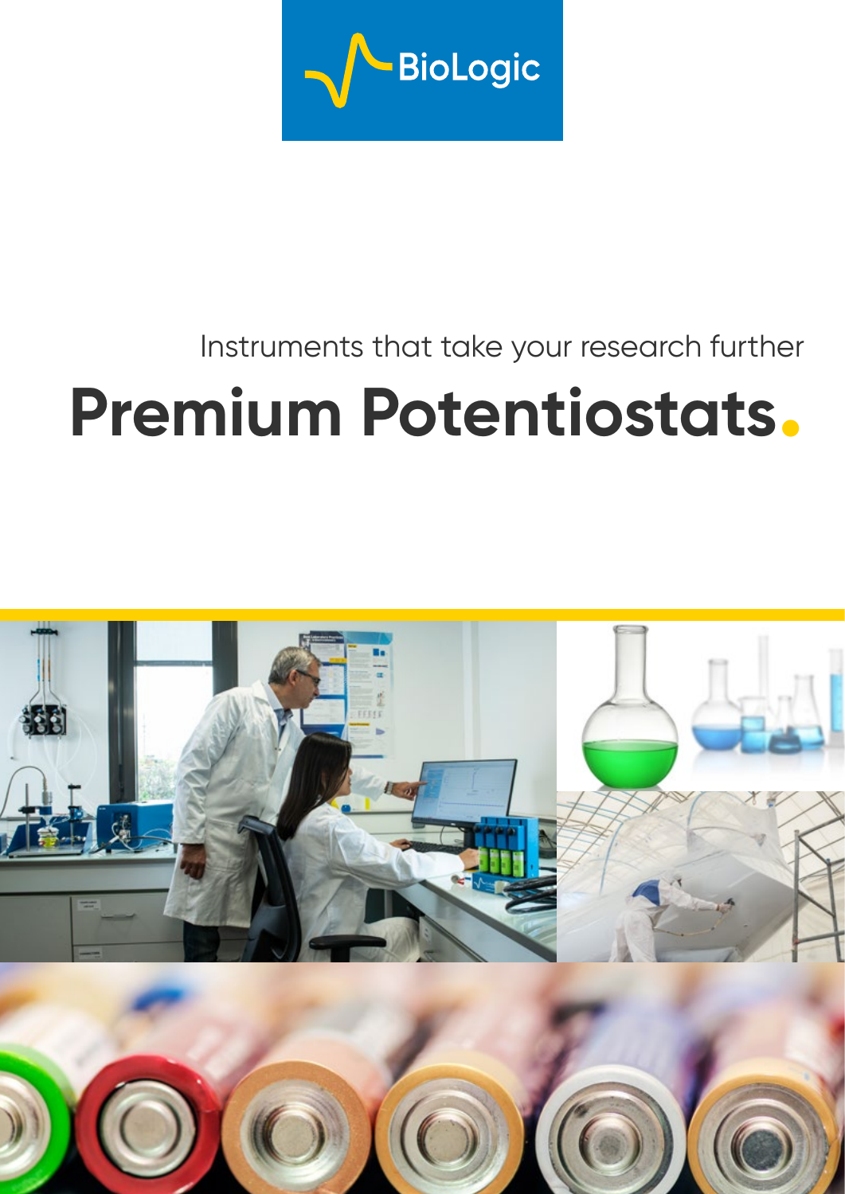BioLogic

Instruments that take your research further

# Premium Potentiostats.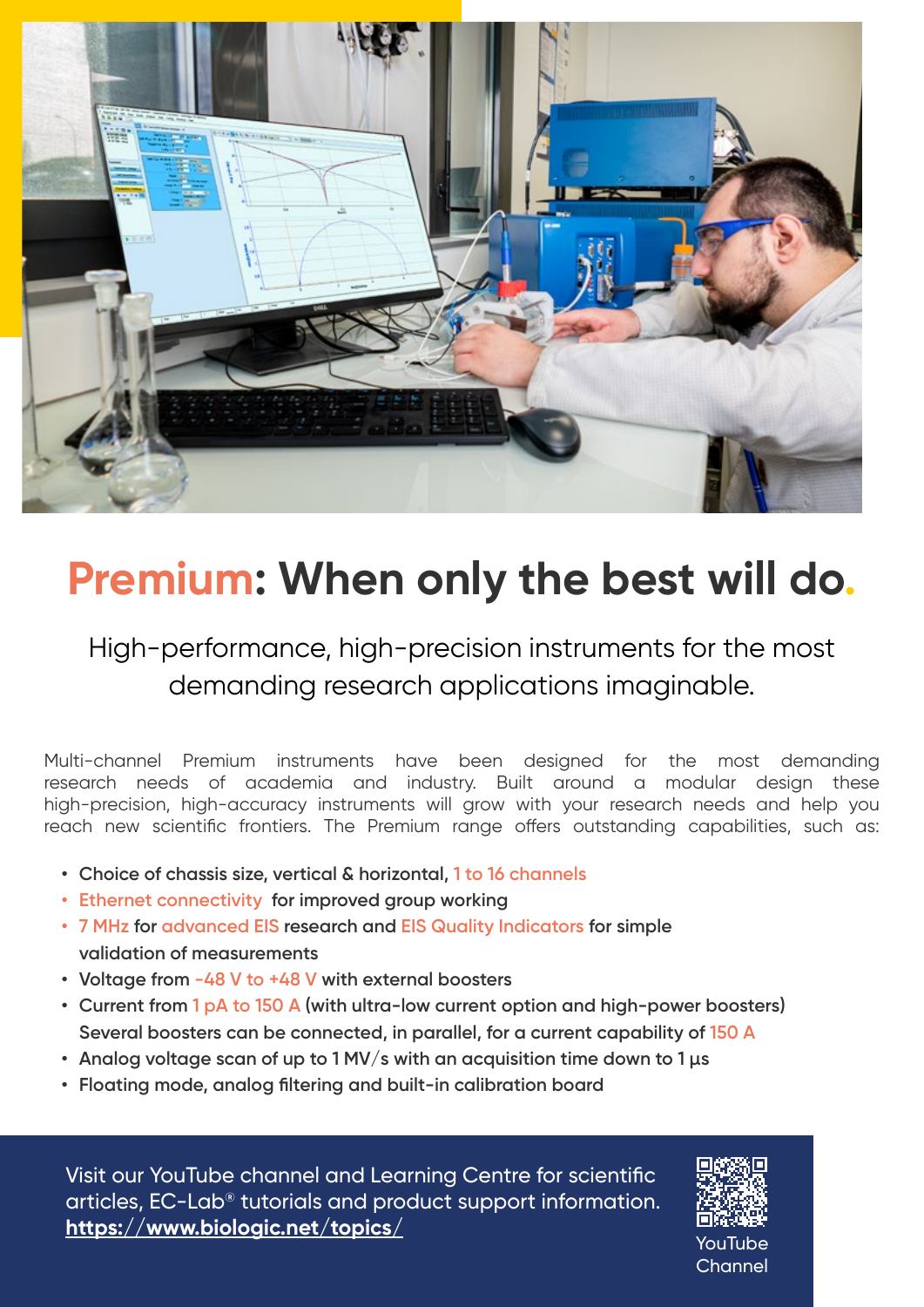# Premium: When only the best will do.

High-performance, high-precision instruments for the most demanding research applications imaginable.

Multi-channel Premium instruments have been designed for the most demanding research needs of academia and industry. Built around a modular design these high-precision, high-accuracy instruments will grow with your research needs and help you reach new scientific frontiers. The Premium range offers outstanding capabilities, such as:

- Choice of chassis size, vertical & horizontal, 1 to 16 channels
- Ethernet connectivity for improved group working
- 7 MHz for advanced EIS research and EIS Quality Indicators for simple validation of measurements
- Voltage from -48 V to +48 V with external boosters
- Current from 1 pA to 150 A (with ultra-low current option and high-power boosters) Several boosters can be connected, in parallel, for a current capability of 150 A
- Analog voltage scan of up to 1 MV/s with an acquisition time down to 1 µs
- Floating mode, analog filtering and built-in calibration board

Visit our YouTube channel and Learning Centre for scientific articles, EC-Lab® tutorials and product support information.
**https://www.biologic.net/topics/**

YouTube Channel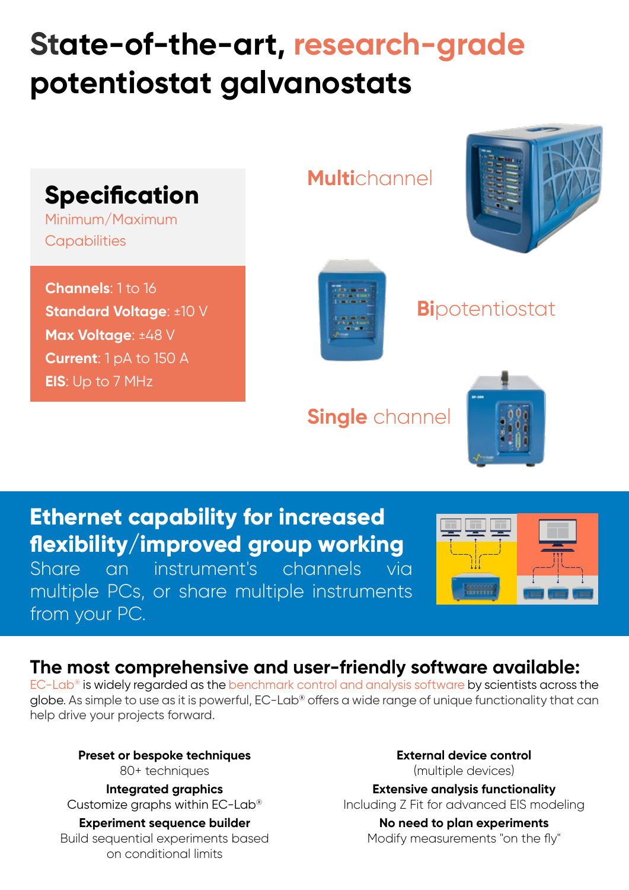# State-of-the-art, research-grade potentiostat galvanostats

## Specification

Minimum/Maximum Capabilities

**Channels**: 1 to 16
**Standard Voltage**: ±10 V
**Max Voltage**: ±48 V
**Current**: 1 pA to 150 A
**EIS**: Up to 7 MHz

**Multi**channel

**Bi**potentiostat

**Single** channel

## Ethernet capability for increased flexibility/improved group working

Share an instrument's channels via multiple PCs, or share multiple instruments from your PC.

## The most comprehensive and user-friendly software available:

EC-Lab® is widely regarded as the benchmark control and analysis software by scientists across the globe. As simple to use as it is powerful, EC-Lab® offers a wide range of unique functionality that can help drive your projects forward.

**Preset or bespoke techniques**
80+ techniques

**Integrated graphics**
Customize graphs within EC-Lab®

**Experiment sequence builder**
Build sequential experiments based on conditional limits

**External device control**
(multiple devices)

**Extensive analysis functionality**
Including Z Fit for advanced EIS modeling

**No need to plan experiments**
Modify measurements "on the fly"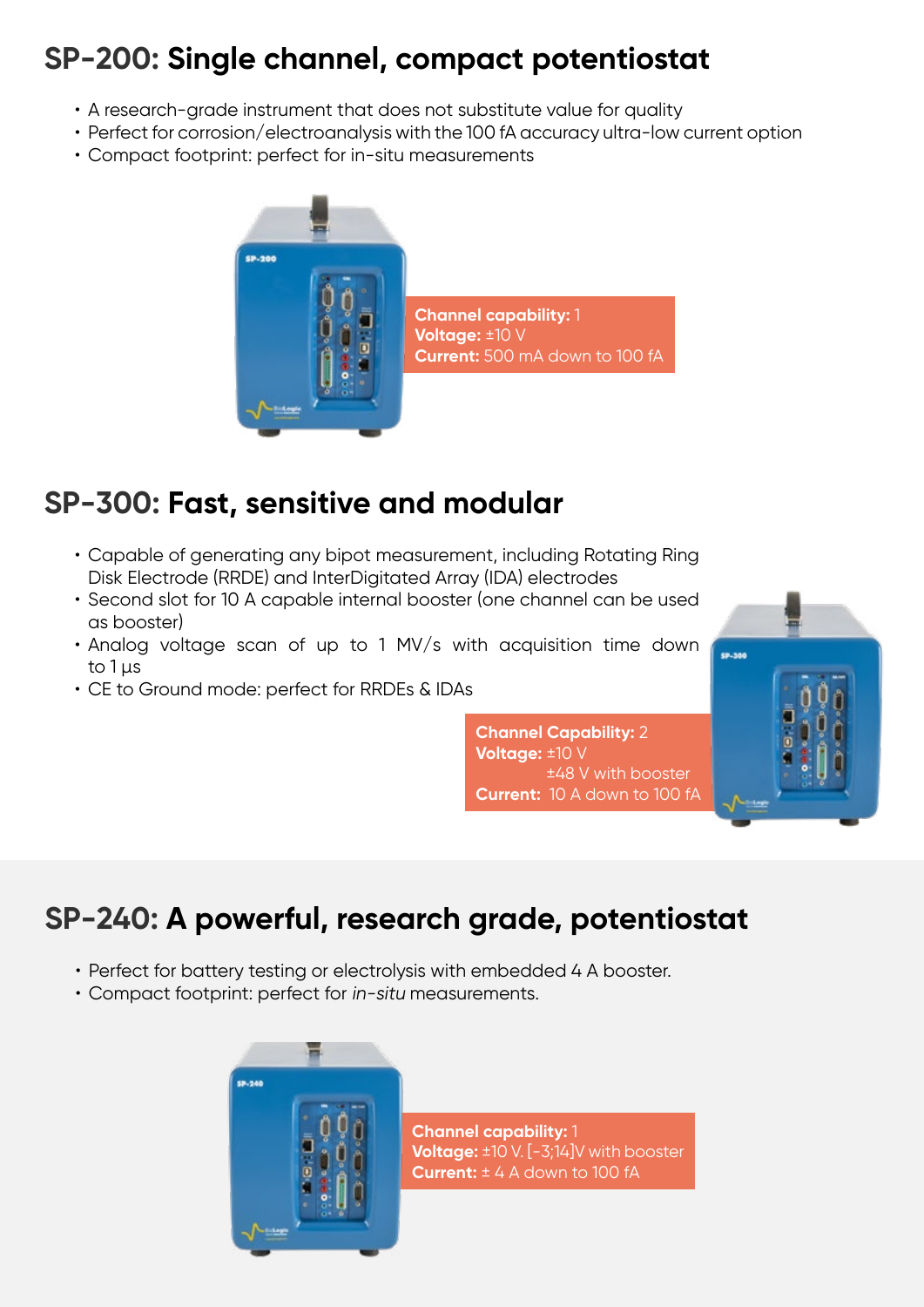## **SP-200:** Single channel, compact potentiostat

- A research-grade instrument that does not substitute value for quality
- Perfect for corrosion/electroanalysis with the 100 fA accuracy ultra-low current option
- Compact footprint: perfect for in-situ measurements

**Channel capability:** 1
**Voltage:** ±10 V
**Current:** 500 mA down to 100 fA

## **SP-300:** Fast, sensitive and modular

- Capable of generating any bipot measurement, including Rotating Ring Disk Electrode (RRDE) and InterDigitated Array (IDA) electrodes
- Second slot for 10 A capable internal booster (one channel can be used as booster)
- Analog voltage scan of up to 1 MV/s with acquisition time down to 1 µs
- CE to Ground mode: perfect for RRDEs & IDAs

**Channel Capability:** 2
**Voltage:** ±10 V
±48 V with booster
**Current:** 10 A down to 100 fA

## **SP-240:** A powerful, research grade, potentiostat

- Perfect for battery testing or electrolysis with embedded 4 A booster.
- Compact footprint: perfect for *in-situ* measurements.

**Channel capability:** 1
**Voltage:** ±10 V. [-3;14]V with booster
**Current:** ± 4 A down to 100 fA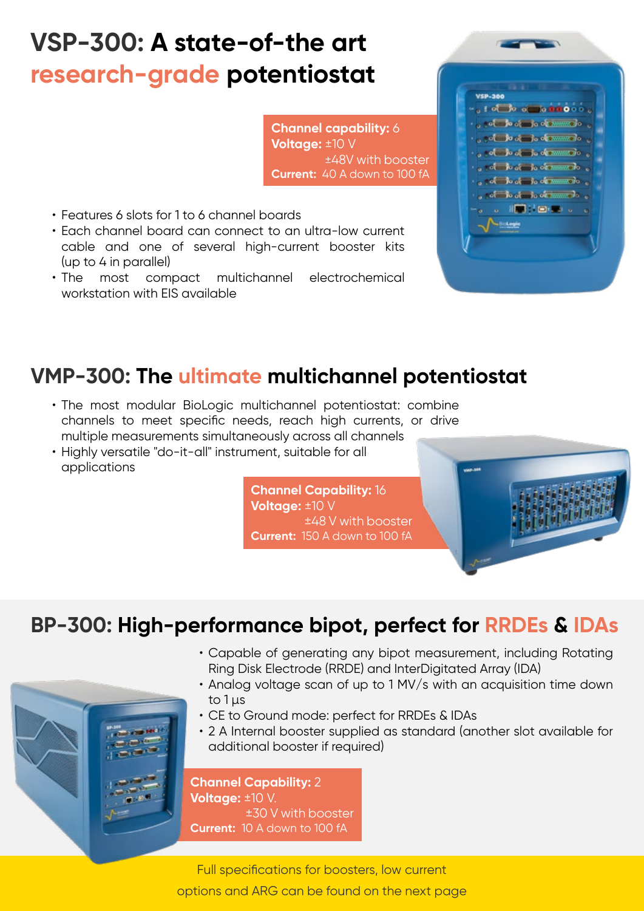## VSP-300: A state-of-the art research-grade potentiostat

**Channel capability:** 6
**Voltage:** ±10 V
±48V with booster
**Current:** 40 A down to 100 fA

- Features 6 slots for 1 to 6 channel boards
- Each channel board can connect to an ultra-low current cable and one of several high-current booster kits (up to 4 in parallel)
- The most compact multichannel electrochemical workstation with EIS available

## VMP-300: The ultimate multichannel potentiostat

- The most modular BioLogic multichannel potentiostat: combine channels to meet specific needs, reach high currents, or drive multiple measurements simultaneously across all channels
- Highly versatile "do-it-all" instrument, suitable for all applications

**Channel Capability:** 16
**Voltage:** ±10 V
±48 V with booster
**Current:** 150 A down to 100 fA

## BP-300: High-performance bipot, perfect for RRDEs & IDAs

- Capable of generating any bipot measurement, including Rotating Ring Disk Electrode (RRDE) and InterDigitated Array (IDA)
- Analog voltage scan of up to 1 MV/s with an acquisition time down to 1 µs
- CE to Ground mode: perfect for RRDEs & IDAs
- 2 A Internal booster supplied as standard (another slot available for additional booster if required)

**Channel Capability:** 2
**Voltage:** ±10 V.
±30 V with booster
**Current:** 10 A down to 100 fA

Full specifications for boosters, low current options and ARG can be found on the next page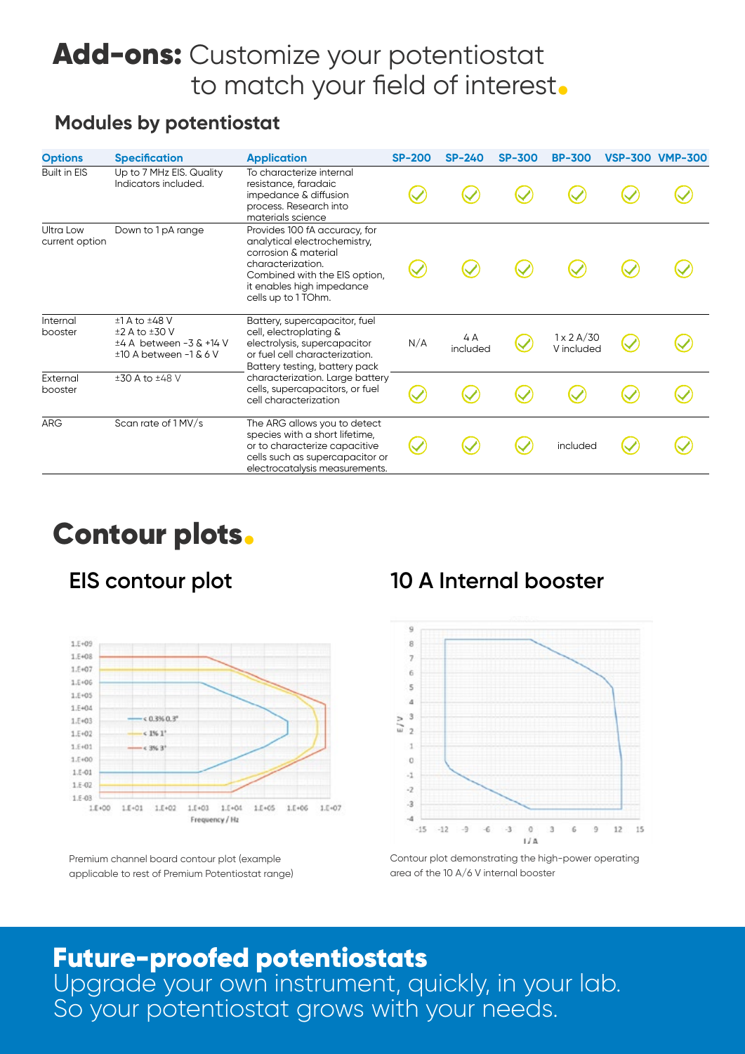# **Add-ons:** Customize your potentiostat to match your field of interest.

## Modules by potentiostat

| Options | Specification | Application | SP-200 | SP-240 | SP-300 | BP-300 | VSP-300 | VMP-300 |
|---|---|---|---|---|---|---|---|---|
| Built in EIS | Up to 7 MHz EIS. Quality Indicators included. | To characterize internal resistance, faradaic impedance & diffusion process. Research into materials science | ✓ | ✓ | ✓ | ✓ | ✓ | ✓ |
| Ultra Low current option | Down to 1 pA range | Provides 100 fA accuracy, for analytical electrochemistry, corrosion & material characterization. Combined with the EIS option, it enables high impedance cells up to 1 TOhm. | ✓ | ✓ | ✓ | ✓ | ✓ | ✓ |
| Internal booster | ±1 A to ±48 V<br>±2 A to ±30 V<br>±4 A between -3 & +14 V<br>±10 A between -1 & 6 V | Battery, supercapacitor, fuel cell, electroplating & electrolysis, supercapacitor or fuel cell characterization. | N/A | 4 A included | ✓ | 1 x 2 A/30 V included | ✓ | ✓ |
| External booster | ±30 A to ±48 V | Battery testing, battery pack characterization. Large battery cells, supercapacitors, or fuel cell characterization | ✓ | ✓ | ✓ | ✓ | ✓ | ✓ |
| ARG | Scan rate of 1 MV/s | The ARG allows you to detect species with a short lifetime, or to characterize capacitive cells such as supercapacitor or electrocatalysis measurements. | ✓ | ✓ | ✓ | included | ✓ | ✓ |

# Contour plots.

### EIS contour plot

Premium channel board contour plot (example applicable to rest of Premium Potentiostat range)

### 10 A Internal booster

Contour plot demonstrating the high-power operating area of the 10 A/6 V internal booster

## Future-proofed potentiostats

Upgrade your own instrument, quickly, in your lab. So your potentiostat grows with your needs.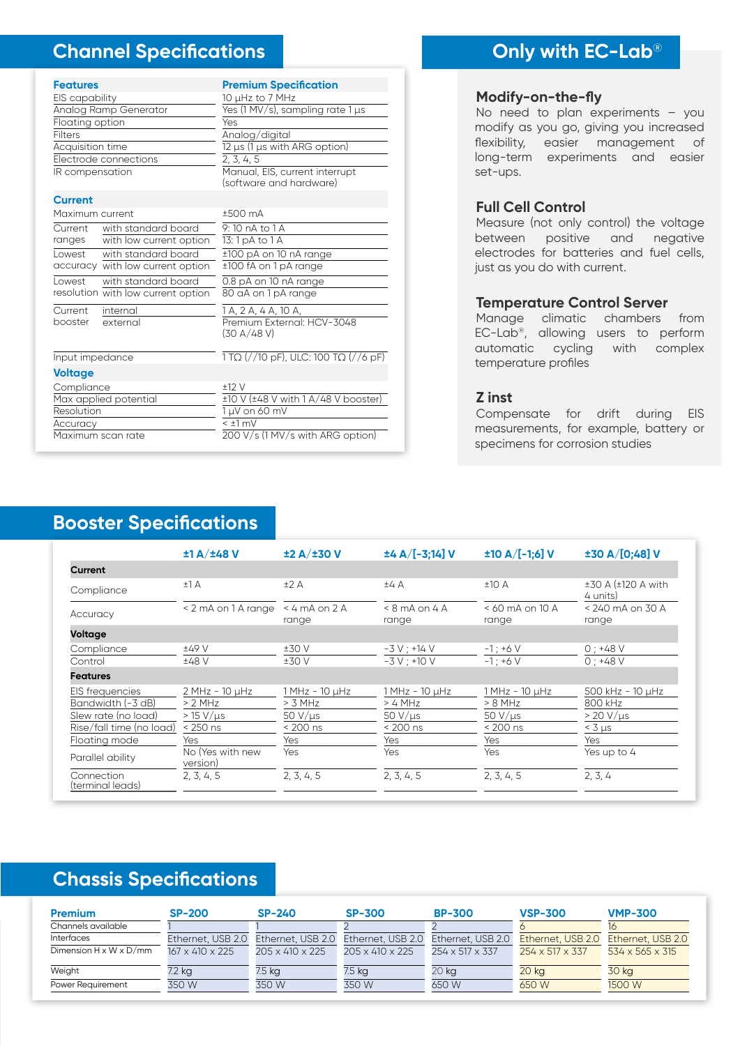## Channel Specifications

| Features | Premium Specification |
|---|---|
| EIS capability | 10 µHz to 7 MHz |
| Analog Ramp Generator | Yes (1 MV/s), sampling rate 1 µs |
| Floating option | Yes |
| Filters | Analog/digital |
| Acquisition time | 12 µs (1 µs with ARG option) |
| Electrode connections | 2, 3, 4, 5 |
| IR compensation | Manual, EIS, current interrupt (software and hardware) |
| **Current** | |
| Maximum current | ±500 mA |
| Current ranges with standard board | 9: 10 nA to 1 A |
| Current ranges with low current option | 13: 1 pA to 1 A |
| Lowest accuracy with standard board | ±100 pA on 10 nA range |
| Lowest accuracy with low current option | ±100 fA on 1 pA range |
| Lowest resolution with standard board | 0.8 pA on 10 nA range |
| Lowest resolution with low current option | 80 aA on 1 pA range |
| Current booster internal | 1 A, 2 A, 4 A, 10 A, |
| Current booster external | Premium External: HCV-3048 (30 A/48 V) |
| Input impedance | 1 TΩ (//10 pF), ULC: 100 TΩ (//6 pF) |
| **Voltage** | |
| Compliance | ±12 V |
| Max applied potential | ±10 V (±48 V with 1 A/48 V booster) |
| Resolution | 1 µV on 60 mV |
| Accuracy | < ±1 mV |
| Maximum scan rate | 200 V/s (1 MV/s with ARG option) |

## Only with EC-Lab®

### Modify-on-the-fly

No need to plan experiments – you modify as you go, giving you increased flexibility, easier management of long-term experiments and easier set-ups.

### Full Cell Control

Measure (not only control) the voltage between positive and negative electrodes for batteries and fuel cells, just as you do with current.

### Temperature Control Server

Manage climatic chambers from EC-Lab®, allowing users to perform automatic cycling with complex temperature profiles

### Z inst

Compensate for drift during EIS measurements, for example, battery or specimens for corrosion studies

## Booster Specifications

| | ±1 A/±48 V | ±2 A/±30 V | ±4 A/[-3;14] V | ±10 A/[-1;6] V | ±30 A/[0;48] V |
|---|---|---|---|---|---|
| **Current** | | | | | |
| Compliance | ±1 A | ±2 A | ±4 A | ±10 A | ±30 A (±120 A with 4 units) |
| Accuracy | < 2 mA on 1 A range | < 4 mA on 2 A range | < 8 mA on 4 A range | < 60 mA on 10 A range | < 240 mA on 30 A range |
| **Voltage** | | | | | |
| Compliance | ±49 V | ±30 V | -3 V ; +14 V | -1 ; +6 V | 0 ; +48 V |
| Control | ±48 V | ±30 V | -3 V ; +10 V | -1 ; +6 V | 0 ; +48 V |
| **Features** | | | | | |
| EIS frequencies | 2 MHz - 10 µHz | 1 MHz - 10 µHz | 1 MHz - 10 µHz | 1 MHz - 10 µHz | 500 kHz - 10 µHz |
| Bandwidth (-3 dB) | > 2 MHz | > 3 MHz | > 4 MHz | > 8 MHz | 800 kHz |
| Slew rate (no load) | > 15 V/µs | 50 V/µs | 50 V/µs | 50 V/µs | > 20 V/µs |
| Rise/fall time (no load) | < 250 ns | < 200 ns | < 200 ns | < 200 ns | < 3 µs |
| Floating mode | Yes | Yes | Yes | Yes | Yes |
| Parallel ability | No (Yes with new version) | Yes | Yes | Yes | Yes up to 4 |
| Connection (terminal leads) | 2, 3, 4, 5 | 2, 3, 4, 5 | 2, 3, 4, 5 | 2, 3, 4, 5 | 2, 3, 4 |

## Chassis Specifications

| Premium | SP-200 | SP-240 | SP-300 | BP-300 | VSP-300 | VMP-300 |
|---|---|---|---|---|---|---|
| Channels available | 1 | 1 | 2 | 2 | 6 | 16 |
| Interfaces | Ethernet, USB 2.0 | Ethernet, USB 2.0 | Ethernet, USB 2.0 | Ethernet, USB 2.0 | Ethernet, USB 2.0 | Ethernet, USB 2.0 |
| Dimension H x W x D/mm | 167 x 410 x 225 | 205 x 410 x 225 | 205 x 410 x 225 | 254 x 517 x 337 | 254 x 517 x 337 | 534 x 565 x 315 |
| Weight | 7.2 kg | 7.5 kg | 7.5 kg | 20 kg | 20 kg | 30 kg |
| Power Requirement | 350 W | 350 W | 350 W | 650 W | 650 W | 1500 W |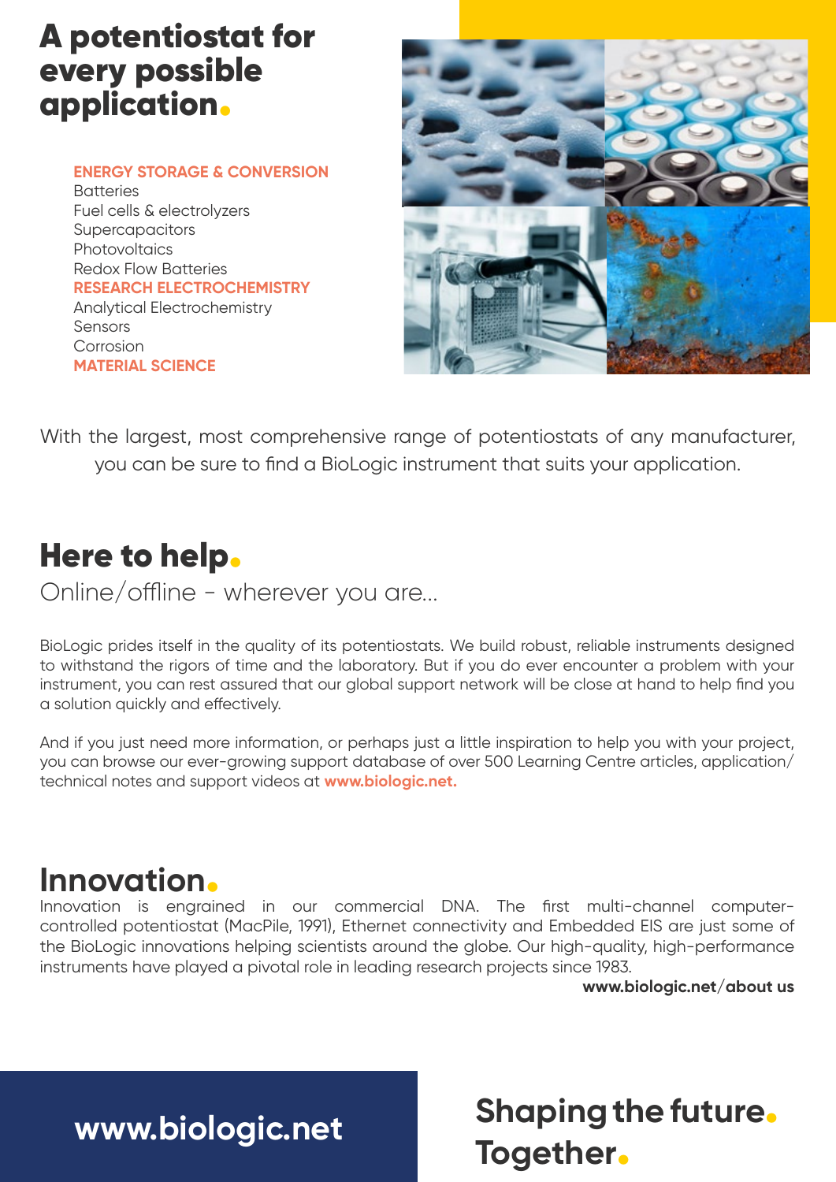# A potentiostat for every possible application.

**ENERGY STORAGE & CONVERSION**
Batteries
Fuel cells & electrolyzers
Supercapacitors
Photovoltaics
Redox Flow Batteries

**RESEARCH ELECTROCHEMISTRY**
Analytical Electrochemistry
Sensors
Corrosion

**MATERIAL SCIENCE**

With the largest, most comprehensive range of potentiostats of any manufacturer, you can be sure to find a BioLogic instrument that suits your application.

## Here to help.

Online/offline - wherever you are...

BioLogic prides itself in the quality of its potentiostats. We build robust, reliable instruments designed to withstand the rigors of time and the laboratory. But if you do ever encounter a problem with your instrument, you can rest assured that our global support network will be close at hand to help find you a solution quickly and effectively.

And if you just need more information, or perhaps just a little inspiration to help you with your project, you can browse our ever-growing support database of over 500 Learning Centre articles, application/technical notes and support videos at **www.biologic.net.**

## Innovation.

Innovation is engrained in our commercial DNA. The first multi-channel computer-controlled potentiostat (MacPile, 1991), Ethernet connectivity and Embedded EIS are just some of the BioLogic innovations helping scientists around the globe. Our high-quality, high-performance instruments have played a pivotal role in leading research projects since 1983.

**www.biologic.net/about us**

**www.biologic.net**

**Shaping the future. Together.**